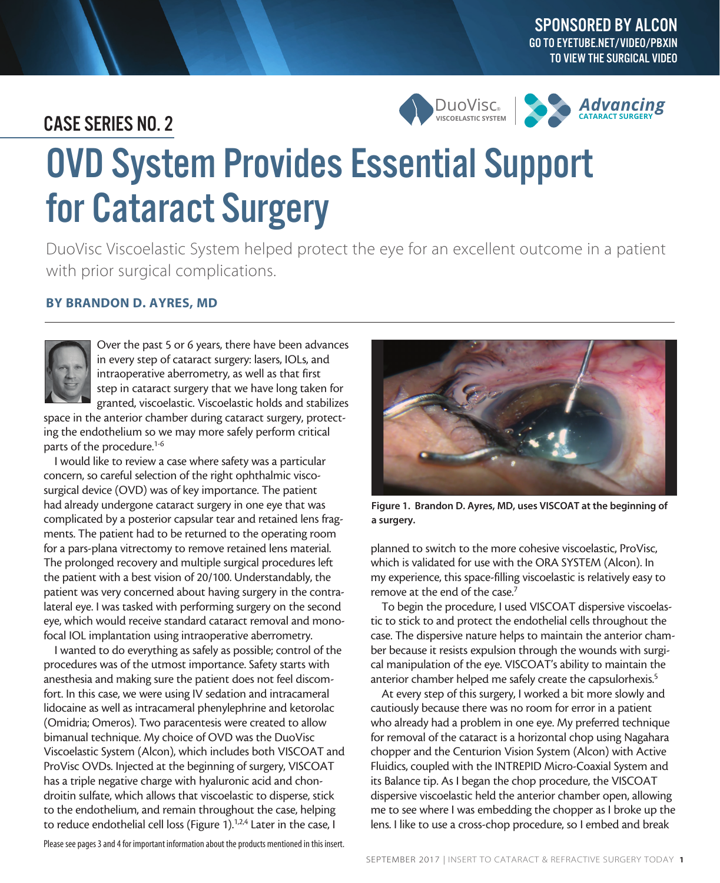SPONSORED BY ALCON
GO TO EYETUBE.NET/VIDEO/PBXIN TO VIEW THE SURGICAL VIDEO

## CASE SERIES NO. 2

# OVD System Provides Essential Support for Cataract Surgery

DuoVisc Viscoelastic System helped protect the eye for an excellent outcome in a patient with prior surgical complications.

**BY BRANDON D. AYRES, MD**

Over the past 5 or 6 years, there have been advances in every step of cataract surgery: lasers, IOLs, and intraoperative aberrometry, as well as that first step in cataract surgery that we have long taken for granted, viscoelastic. Viscoelastic holds and stabilizes space in the anterior chamber during cataract surgery, protecting the endothelium so we may more safely perform critical parts of the procedure.[1-6]

I would like to review a case where safety was a particular concern, so careful selection of the right ophthalmic viscosurgical device (OVD) was of key importance. The patient had already undergone cataract surgery in one eye that was complicated by a posterior capsular tear and retained lens fragments. The patient had to be returned to the operating room for a pars-plana vitrectomy to remove retained lens material. The prolonged recovery and multiple surgical procedures left the patient with a best vision of 20/100. Understandably, the patient was very concerned about having surgery in the contralateral eye. I was tasked with performing surgery on the second eye, which would receive standard cataract removal and monofocal IOL implantation using intraoperative aberrometry.

I wanted to do everything as safely as possible; control of the procedures was of the utmost importance. Safety starts with anesthesia and making sure the patient does not feel discomfort. In this case, we were using IV sedation and intracameral lidocaine as well as intracameral phenylephrine and ketorolac (Omidria; Omeros). Two paracentesis were created to allow bimanual technique. My choice of OVD was the DuoVisc Viscoelastic System (Alcon), which includes both VISCOAT and ProVisc OVDs. Injected at the beginning of surgery, VISCOAT has a triple negative charge with hyaluronic acid and chondroitin sulfate, which allows that viscoelastic to disperse, stick to the endothelium, and remain throughout the case, helping to reduce endothelial cell loss (Figure 1).[1,2,4] Later in the case, I planned to switch to the more cohesive viscoelastic, ProVisc, which is validated for use with the ORA SYSTEM (Alcon). In my experience, this space-filling viscoelastic is relatively easy to remove at the end of the case.[7]

**Figure 1. Brandon D. Ayres, MD, uses VISCOAT at the beginning of a surgery.**

To begin the procedure, I used VISCOAT dispersive viscoelastic to stick to and protect the endothelial cells throughout the case. The dispersive nature helps to maintain the anterior chamber because it resists expulsion through the wounds with surgical manipulation of the eye. VISCOAT's ability to maintain the anterior chamber helped me safely create the capsulorhexis.[5]

At every step of this surgery, I worked a bit more slowly and cautiously because there was no room for error in a patient who already had a problem in one eye. My preferred technique for removal of the cataract is a horizontal chop using Nagahara chopper and the Centurion Vision System (Alcon) with Active Fluidics, coupled with the INTREPID Micro-Coaxial System and its Balance tip. As I began the chop procedure, the VISCOAT dispersive viscoelastic held the anterior chamber open, allowing me to see where I was embedding the chopper as I broke up the lens. I like to use a cross-chop procedure, so I embed and break

Please see pages 3 and 4 for important information about the products mentioned in this insert.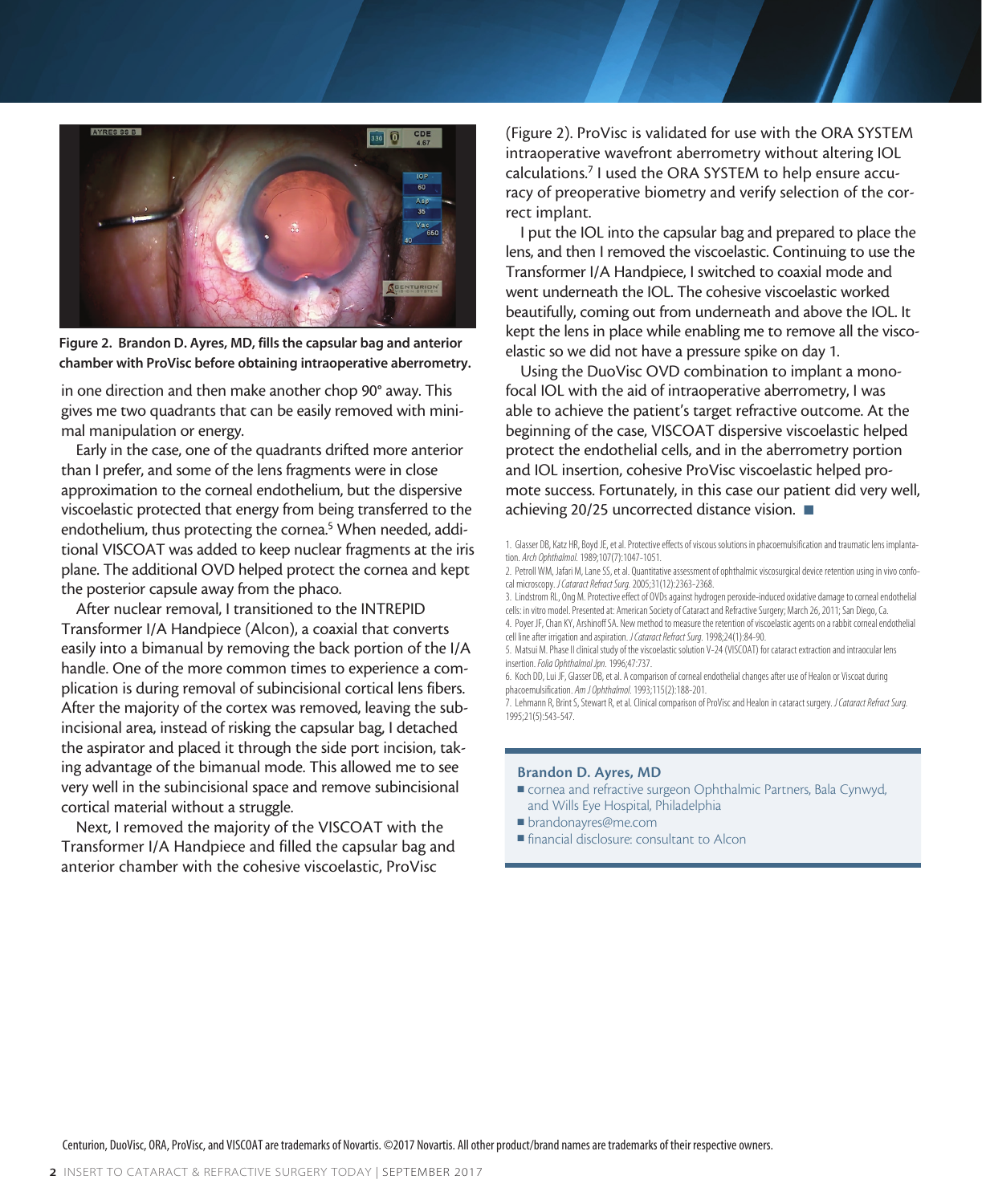Figure 2. Brandon D. Ayres, MD, fills the capsular bag and anterior chamber with ProVisc before obtaining intraoperative aberrometry.

in one direction and then make another chop 90° away. This gives me two quadrants that can be easily removed with minimal manipulation or energy.

Early in the case, one of the quadrants drifted more anterior than I prefer, and some of the lens fragments were in close approximation to the corneal endothelium, but the dispersive viscoelastic protected that energy from being transferred to the endothelium, thus protecting the cornea.[5] When needed, additional VISCOAT was added to keep nuclear fragments at the iris plane. The additional OVD helped protect the cornea and kept the posterior capsule away from the phaco.

After nuclear removal, I transitioned to the INTREPID Transformer I/A Handpiece (Alcon), a coaxial that converts easily into a bimanual by removing the back portion of the I/A handle. One of the more common times to experience a complication is during removal of subincisional cortical lens fibers. After the majority of the cortex was removed, leaving the subincisional area, instead of risking the capsular bag, I detached the aspirator and placed it through the side port incision, taking advantage of the bimanual mode. This allowed me to see very well in the subincisional space and remove subincisional cortical material without a struggle.

Next, I removed the majority of the VISCOAT with the Transformer I/A Handpiece and filled the capsular bag and anterior chamber with the cohesive viscoelastic, ProVisc (Figure 2). ProVisc is validated for use with the ORA SYSTEM intraoperative wavefront aberrometry without altering IOL calculations.[7] I used the ORA SYSTEM to help ensure accuracy of preoperative biometry and verify selection of the correct implant.

I put the IOL into the capsular bag and prepared to place the lens, and then I removed the viscoelastic. Continuing to use the Transformer I/A Handpiece, I switched to coaxial mode and went underneath the IOL. The cohesive viscoelastic worked beautifully, coming out from underneath and above the IOL. It kept the lens in place while enabling me to remove all the viscoelastic so we did not have a pressure spike on day 1.

Using the DuoVisc OVD combination to implant a monofocal IOL with the aid of intraoperative aberrometry, I was able to achieve the patient's target refractive outcome. At the beginning of the case, VISCOAT dispersive viscoelastic helped protect the endothelial cells, and in the aberrometry portion and IOL insertion, cohesive ProVisc viscoelastic helped promote success. Fortunately, in this case our patient did very well, achieving 20/25 uncorrected distance vision. ■

1. Glasser DB, Katz HR, Boyd JE, et al. Protective effects of viscous solutions in phacoemulsification and traumatic lens implantation. *Arch Ophthalmol.* 1989;107(7):1047-1051.
2. Petroll WM, Jafari M, Lane SS, et al. Quantitative assessment of ophthalmic viscosurgical device retention using in vivo confocal microscopy. *J Cataract Refract Surg.* 2005;31(12):2363-2368.
3. Lindstrom RL, Ong M. Protective effect of OVDs against hydrogen peroxide-induced oxidative damage to corneal endothelial cells: in vitro model. Presented at: American Society of Cataract and Refractive Surgery; March 26, 2011; San Diego, Ca.
4. Poyer JF, Chan KY, Arshinoff SA. New method to measure the retention of viscoelastic agents on a rabbit corneal endothelial cell line after irrigation and aspiration. *J Cataract Refract Surg.* 1998;24(1):84-90.
5. Matsui M. Phase II clinical study of the viscoelastic solution V-24 (VISCOAT) for cataract extraction and intraocular lens insertion. *Folia Ophthalmol Jpn.* 1996;47:737.
6. Koch DD, Lui JF, Glasser DB, et al. A comparison of corneal endothelial changes after use of Healon or Viscoat during phacoemulsification. *Am J Ophthalmol.* 1993;115(2):188-201.
7. Lehmann R, Brint S, Stewart R, et al. Clinical comparison of ProVisc and Healon in cataract surgery. *J Cataract Refract Surg.* 1995;21(5):543-547.

**Brandon D. Ayres, MD**

- cornea and refractive surgeon Ophthalmic Partners, Bala Cynwyd, and Wills Eye Hospital, Philadelphia
- brandonayres@me.com
- financial disclosure: consultant to Alcon

Centurion, DuoVisc, ORA, ProVisc, and VISCOAT are trademarks of Novartis. ©2017 Novartis. All other product/brand names are trademarks of their respective owners.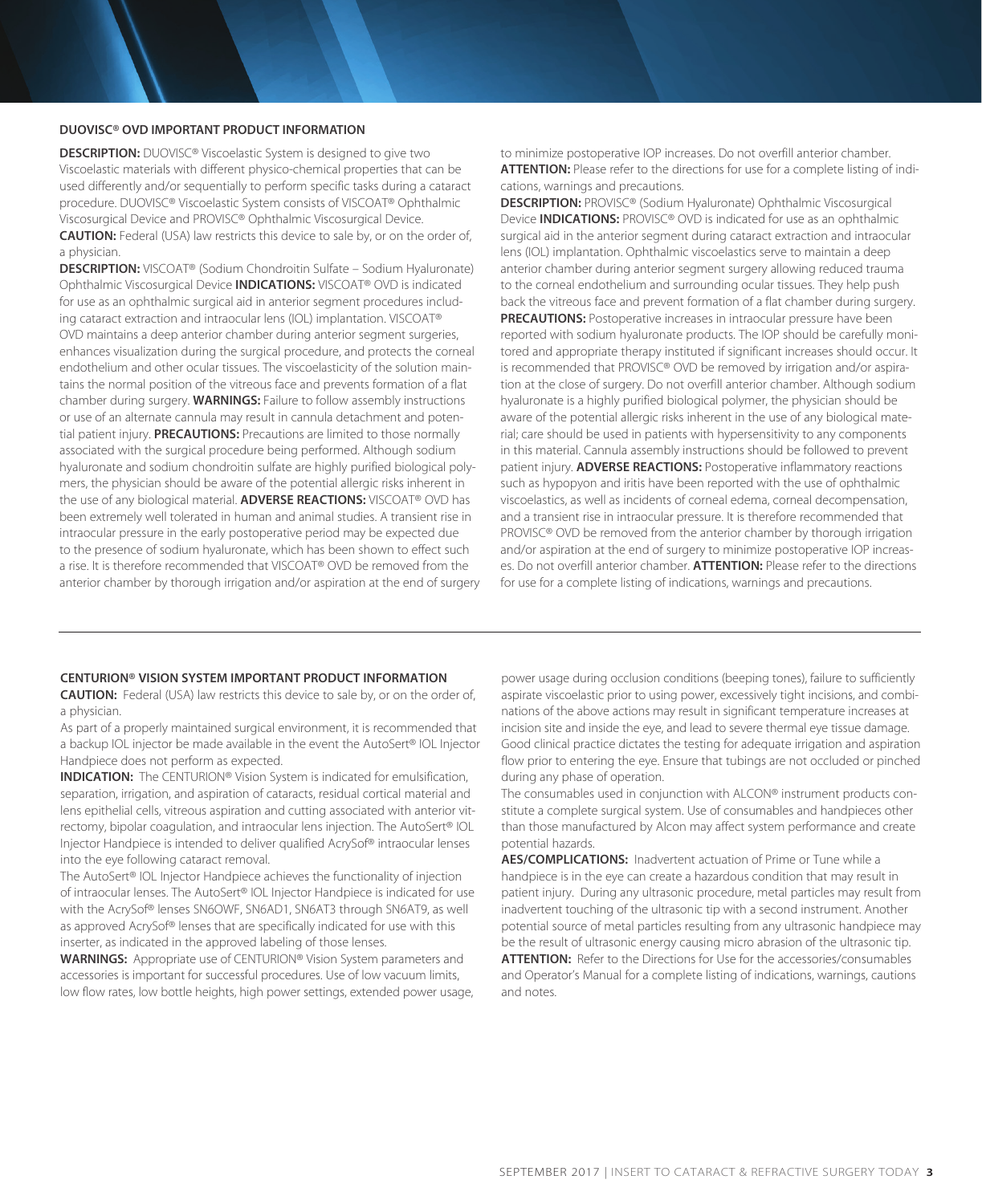## DUOVISC® OVD IMPORTANT PRODUCT INFORMATION

**DESCRIPTION:** DUOVISC® Viscoelastic System is designed to give two Viscoelastic materials with different physico-chemical properties that can be used differently and/or sequentially to perform specific tasks during a cataract procedure. DUOVISC® Viscoelastic System consists of VISCOAT® Ophthalmic Viscosurgical Device and PROVISC® Ophthalmic Viscosurgical Device.
**CAUTION:** Federal (USA) law restricts this device to sale by, or on the order of, a physician.
**DESCRIPTION:** VISCOAT® (Sodium Chondroitin Sulfate – Sodium Hyaluronate) Ophthalmic Viscosurgical Device **INDICATIONS:** VISCOAT® OVD is indicated for use as an ophthalmic surgical aid in anterior segment procedures including cataract extraction and intraocular lens (IOL) implantation. VISCOAT® OVD maintains a deep anterior chamber during anterior segment surgeries, enhances visualization during the surgical procedure, and protects the corneal endothelium and other ocular tissues. The viscoelasticity of the solution maintains the normal position of the vitreous face and prevents formation of a flat chamber during surgery. **WARNINGS:** Failure to follow assembly instructions or use of an alternate cannula may result in cannula detachment and potential patient injury. **PRECAUTIONS:** Precautions are limited to those normally associated with the surgical procedure being performed. Although sodium hyaluronate and sodium chondroitin sulfate are highly purified biological polymers, the physician should be aware of the potential allergic risks inherent in the use of any biological material. **ADVERSE REACTIONS:** VISCOAT® OVD has been extremely well tolerated in human and animal studies. A transient rise in intraocular pressure in the early postoperative period may be expected due to the presence of sodium hyaluronate, which has been shown to effect such a rise. It is therefore recommended that VISCOAT® OVD be removed from the anterior chamber by thorough irrigation and/or aspiration at the end of surgery to minimize postoperative IOP increases. Do not overfill anterior chamber.
**ATTENTION:** Please refer to the directions for use for a complete listing of indications, warnings and precautions.
**DESCRIPTION:** PROVISC® (Sodium Hyaluronate) Ophthalmic Viscosurgical Device **INDICATIONS:** PROVISC® OVD is indicated for use as an ophthalmic surgical aid in the anterior segment during cataract extraction and intraocular lens (IOL) implantation. Ophthalmic viscoelastics serve to maintain a deep anterior chamber during anterior segment surgery allowing reduced trauma to the corneal endothelium and surrounding ocular tissues. They help push back the vitreous face and prevent formation of a flat chamber during surgery.
**PRECAUTIONS:** Postoperative increases in intraocular pressure have been reported with sodium hyaluronate products. The IOP should be carefully monitored and appropriate therapy instituted if significant increases should occur. It is recommended that PROVISC® OVD be removed by irrigation and/or aspiration at the close of surgery. Do not overfill anterior chamber. Although sodium hyaluronate is a highly purified biological polymer, the physician should be aware of the potential allergic risks inherent in the use of any biological material; care should be used in patients with hypersensitivity to any components in this material. Cannula assembly instructions should be followed to prevent patient injury. **ADVERSE REACTIONS:** Postoperative inflammatory reactions such as hypopyon and iritis have been reported with the use of ophthalmic viscoelastics, as well as incidents of corneal edema, corneal decompensation, and a transient rise in intraocular pressure. It is therefore recommended that PROVISC® OVD be removed from the anterior chamber by thorough irrigation and/or aspiration at the end of surgery to minimize postoperative IOP increases. Do not overfill anterior chamber. **ATTENTION:** Please refer to the directions for use for a complete listing of indications, warnings and precautions.

---

## CENTURION® VISION SYSTEM IMPORTANT PRODUCT INFORMATION

**CAUTION:** Federal (USA) law restricts this device to sale by, or on the order of, a physician.

As part of a properly maintained surgical environment, it is recommended that a backup IOL injector be made available in the event the AutoSert® IOL Injector Handpiece does not perform as expected.

**INDICATION:** The CENTURION® Vision System is indicated for emulsification, separation, irrigation, and aspiration of cataracts, residual cortical material and lens epithelial cells, vitreous aspiration and cutting associated with anterior vitrectomy, bipolar coagulation, and intraocular lens injection. The AutoSert® IOL Injector Handpiece is intended to deliver qualified AcrySof® intraocular lenses into the eye following cataract removal.

The AutoSert® IOL Injector Handpiece achieves the functionality of injection of intraocular lenses. The AutoSert® IOL Injector Handpiece is indicated for use with the AcrySof® lenses SN6OWF, SN6AD1, SN6AT3 through SN6AT9, as well as approved AcrySof® lenses that are specifically indicated for use with this inserter, as indicated in the approved labeling of those lenses.

**WARNINGS:** Appropriate use of CENTURION® Vision System parameters and accessories is important for successful procedures. Use of low vacuum limits, low flow rates, low bottle heights, high power settings, extended power usage, power usage during occlusion conditions (beeping tones), failure to sufficiently aspirate viscoelastic prior to using power, excessively tight incisions, and combinations of the above actions may result in significant temperature increases at incision site and inside the eye, and lead to severe thermal eye tissue damage. Good clinical practice dictates the testing for adequate irrigation and aspiration flow prior to entering the eye. Ensure that tubings are not occluded or pinched during any phase of operation.

The consumables used in conjunction with ALCON® instrument products constitute a complete surgical system. Use of consumables and handpieces other than those manufactured by Alcon may affect system performance and create potential hazards.

**AES/COMPLICATIONS:** Inadvertent actuation of Prime or Tune while a handpiece is in the eye can create a hazardous condition that may result in patient injury. During any ultrasonic procedure, metal particles may result from inadvertent touching of the ultrasonic tip with a second instrument. Another potential source of metal particles resulting from any ultrasonic handpiece may be the result of ultrasonic energy causing micro abrasion of the ultrasonic tip.
**ATTENTION:** Refer to the Directions for Use for the accessories/consumables and Operator's Manual for a complete listing of indications, warnings, cautions and notes.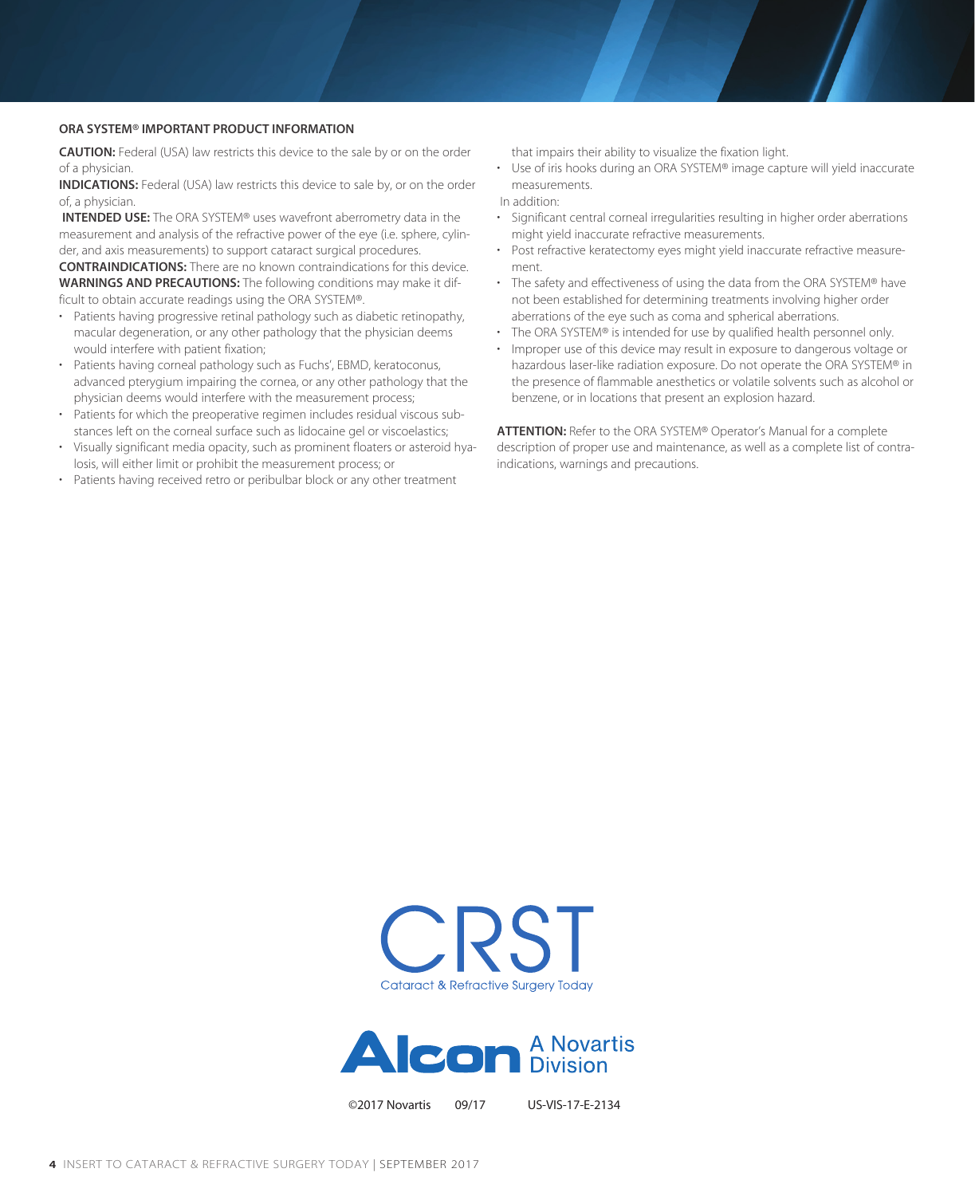**ORA SYSTEM® IMPORTANT PRODUCT INFORMATION**

**CAUTION:** Federal (USA) law restricts this device to the sale by or on the order of a physician.

**INDICATIONS:** Federal (USA) law restricts this device to sale by, or on the order of, a physician.

**INTENDED USE:** The ORA SYSTEM® uses wavefront aberrometry data in the measurement and analysis of the refractive power of the eye (i.e. sphere, cylinder, and axis measurements) to support cataract surgical procedures.

**CONTRAINDICATIONS:** There are no known contraindications for this device.

**WARNINGS AND PRECAUTIONS:** The following conditions may make it difficult to obtain accurate readings using the ORA SYSTEM®.

- Patients having progressive retinal pathology such as diabetic retinopathy, macular degeneration, or any other pathology that the physician deems would interfere with patient fixation;
- Patients having corneal pathology such as Fuchs', EBMD, keratoconus, advanced pterygium impairing the cornea, or any other pathology that the physician deems would interfere with the measurement process;
- Patients for which the preoperative regimen includes residual viscous substances left on the corneal surface such as lidocaine gel or viscoelastics;
- Visually significant media opacity, such as prominent floaters or asteroid hyalosis, will either limit or prohibit the measurement process; or
- Patients having received retro or peribulbar block or any other treatment that impairs their ability to visualize the fixation light.
- Use of iris hooks during an ORA SYSTEM® image capture will yield inaccurate measurements.

In addition:

- Significant central corneal irregularities resulting in higher order aberrations might yield inaccurate refractive measurements.
- Post refractive keratectomy eyes might yield inaccurate refractive measurement.
- The safety and effectiveness of using the data from the ORA SYSTEM® have not been established for determining treatments involving higher order aberrations of the eye such as coma and spherical aberrations.
- The ORA SYSTEM® is intended for use by qualified health personnel only.
- Improper use of this device may result in exposure to dangerous voltage or hazardous laser-like radiation exposure. Do not operate the ORA SYSTEM® in the presence of flammable anesthetics or volatile solvents such as alcohol or benzene, or in locations that present an explosion hazard.

**ATTENTION:** Refer to the ORA SYSTEM® Operator's Manual for a complete description of proper use and maintenance, as well as a complete list of contraindications, warnings and precautions.

CRST
Cataract & Refractive Surgery Today

Alcon A Novartis Division

©2017 Novartis 09/17 US-VIS-17-E-2134